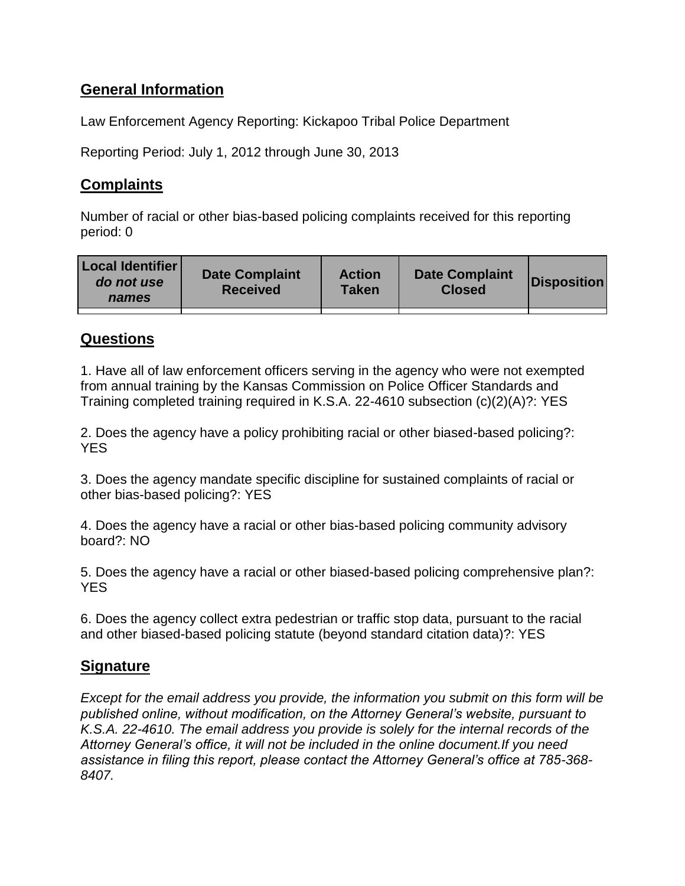## General Information

Law Enforcement Agency Reporting: Kickapoo Tribal Police Department

Reporting Period: July 1, 2012 through June 30, 2013

## Complaints

Number of racial or other bias-based policing complaints received for this reporting period: 0

| Local Identifier *do not use names* | Date Complaint Received | Action Taken | Date Complaint Closed | Disposition |
|---|---|---|---|---|
| | | | | |

## Questions

1. Have all of law enforcement officers serving in the agency who were not exempted from annual training by the Kansas Commission on Police Officer Standards and Training completed training required in K.S.A. 22-4610 subsection (c)(2)(A)?: YES

2. Does the agency have a policy prohibiting racial or other biased-based policing?: YES

3. Does the agency mandate specific discipline for sustained complaints of racial or other bias-based policing?: YES

4. Does the agency have a racial or other bias-based policing community advisory board?: NO

5. Does the agency have a racial or other biased-based policing comprehensive plan?: YES

6. Does the agency collect extra pedestrian or traffic stop data, pursuant to the racial and other biased-based policing statute (beyond standard citation data)?: YES

## Signature

*Except for the email address you provide, the information you submit on this form will be published online, without modification, on the Attorney General's website, pursuant to K.S.A. 22-4610. The email address you provide is solely for the internal records of the Attorney General's office, it will not be included in the online document.If you need assistance in filing this report, please contact the Attorney General's office at 785-368-8407.*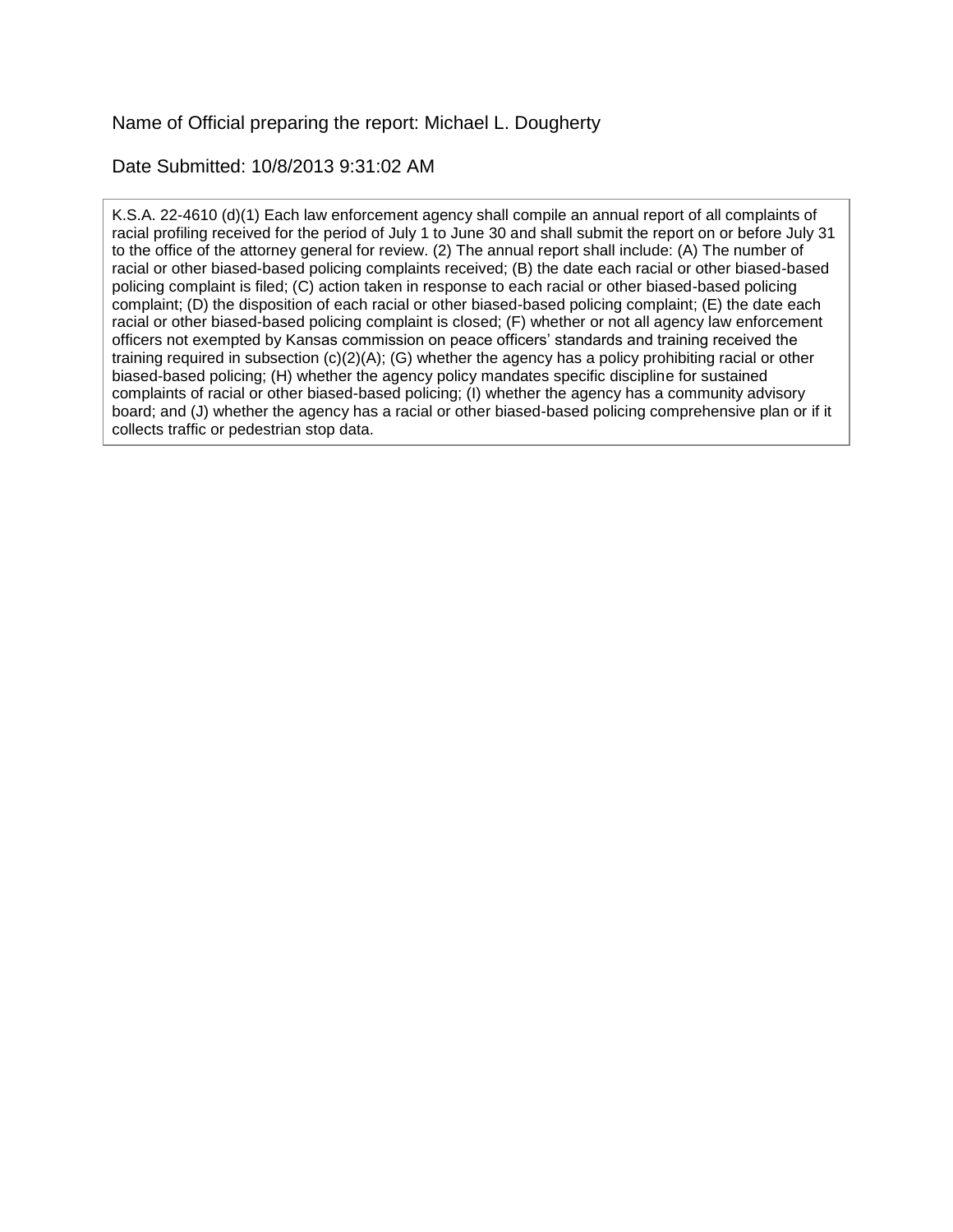Name of Official preparing the report: Michael L. Dougherty

Date Submitted: 10/8/2013 9:31:02 AM

K.S.A. 22-4610 (d)(1) Each law enforcement agency shall compile an annual report of all complaints of racial profiling received for the period of July 1 to June 30 and shall submit the report on or before July 31 to the office of the attorney general for review. (2) The annual report shall include: (A) The number of racial or other biased-based policing complaints received; (B) the date each racial or other biased-based policing complaint is filed; (C) action taken in response to each racial or other biased-based policing complaint; (D) the disposition of each racial or other biased-based policing complaint; (E) the date each racial or other biased-based policing complaint is closed; (F) whether or not all agency law enforcement officers not exempted by Kansas commission on peace officers' standards and training received the training required in subsection (c)(2)(A); (G) whether the agency has a policy prohibiting racial or other biased-based policing; (H) whether the agency policy mandates specific discipline for sustained complaints of racial or other biased-based policing; (I) whether the agency has a community advisory board; and (J) whether the agency has a racial or other biased-based policing comprehensive plan or if it collects traffic or pedestrian stop data.